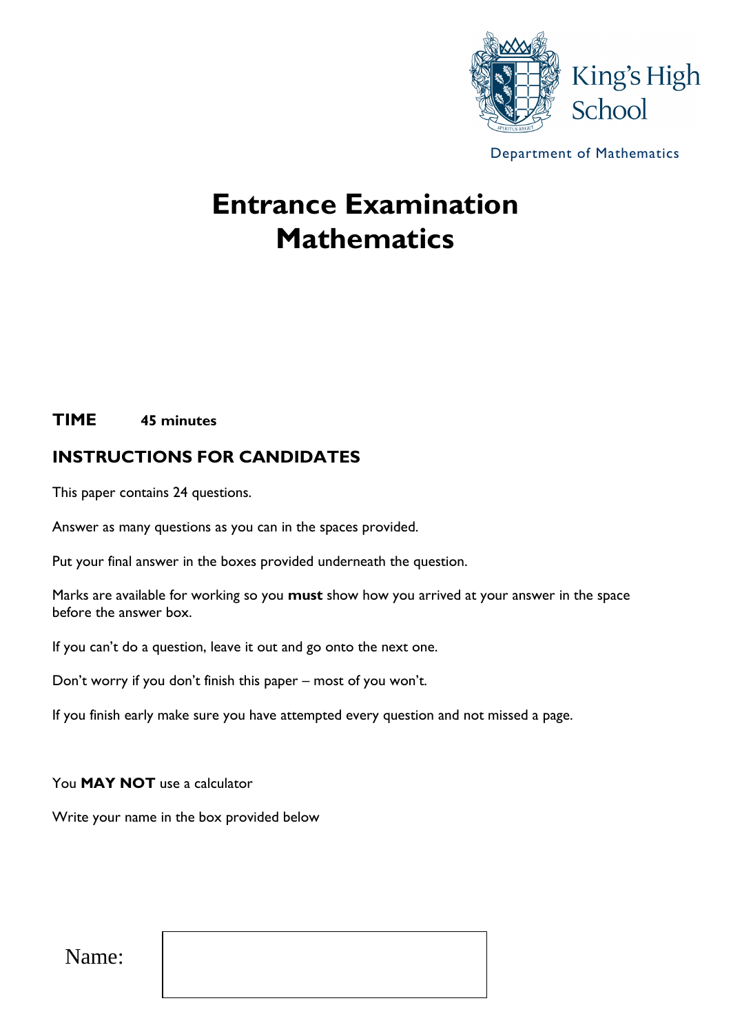King's High School

Department of Mathematics

# Entrance Examination
# Mathematics

**TIME** **45 minutes**

## INSTRUCTIONS FOR CANDIDATES

This paper contains 24 questions.

Answer as many questions as you can in the spaces provided.

Put your final answer in the boxes provided underneath the question.

Marks are available for working so you **must** show how you arrived at your answer in the space before the answer box.

If you can't do a question, leave it out and go onto the next one.

Don't worry if you don't finish this paper – most of you won't.

If you finish early make sure you have attempted every question and not missed a page.

You **MAY NOT** use a calculator

Write your name in the box provided below

Name: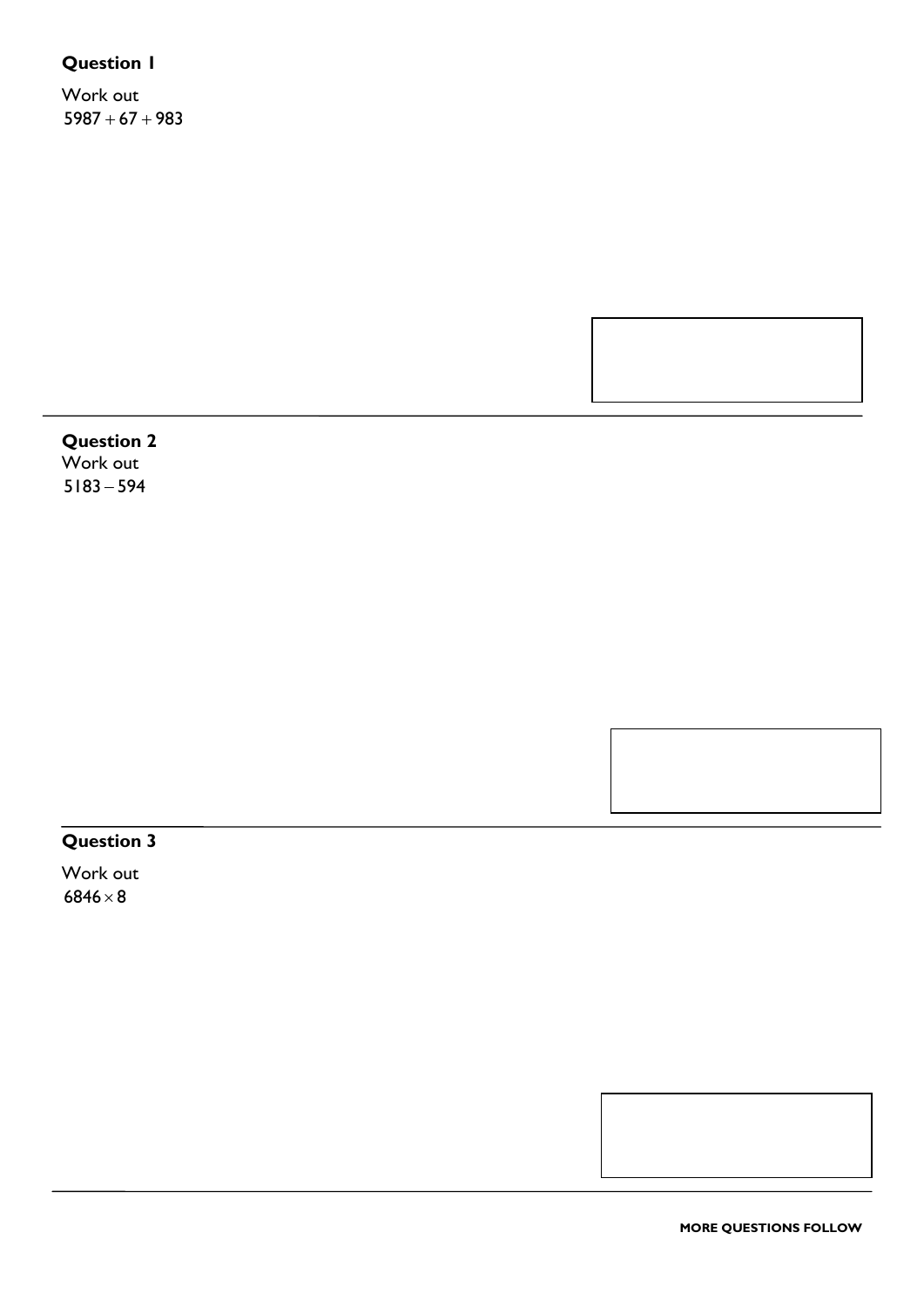**Question 1**

Work out

$5987 + 67 + 983$

---

**Question 2**

Work out

$5183 - 594$

---

**Question 3**

Work out

$6846 \times 8$

---

**MORE QUESTIONS FOLLOW**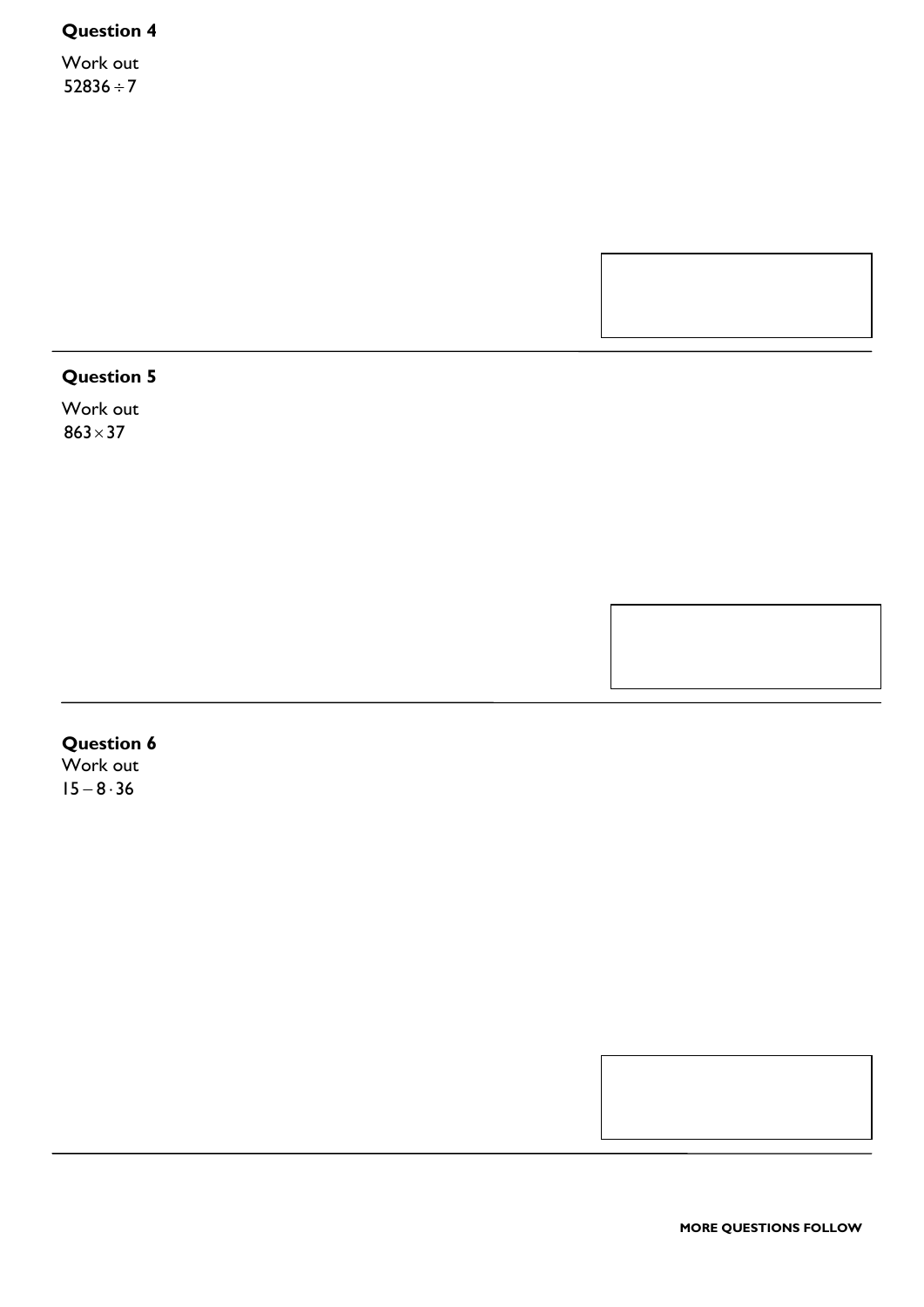## Question 4

Work out

$52836 \div 7$

---

## Question 5

Work out

$863 \times 37$

---

## Question 6

Work out

$15 - 8 \cdot 36$

---

**MORE QUESTIONS FOLLOW**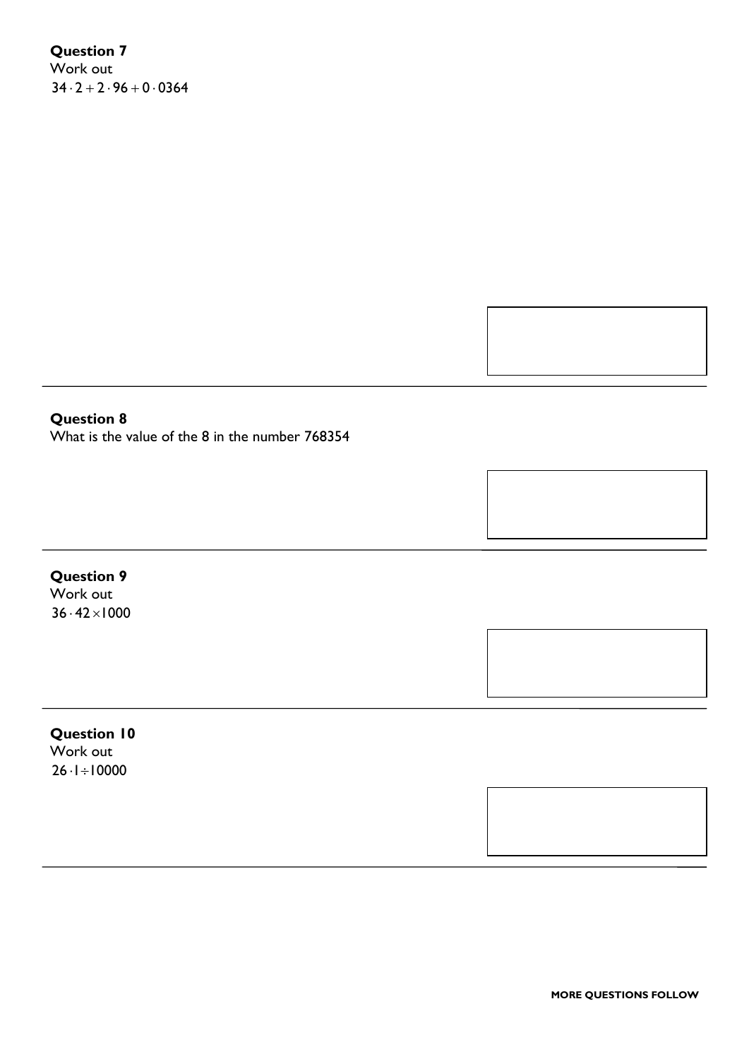**Question 7**

Work out

$34 \cdot 2 + 2 \cdot 96 + 0 \cdot 0364$

---

**Question 8**

What is the value of the 8 in the number 768354

---

**Question 9**

Work out

$36 \cdot 42 \times 1000$

---

**Question 10**

Work out

$26 \cdot 1 \div 10000$

---

**MORE QUESTIONS FOLLOW**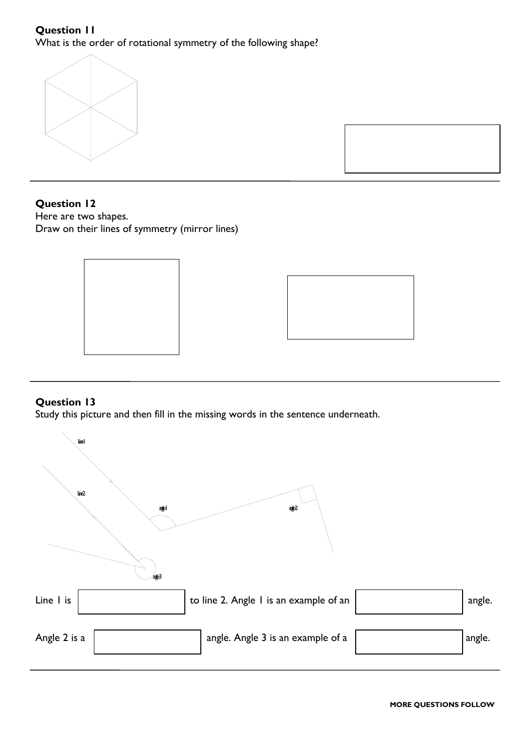**Question 11**

What is the order of rotational symmetry of the following shape?

---

**Question 12**

Here are two shapes.

Draw on their lines of symmetry (mirror lines)

---

**Question 13**

Study this picture and then fill in the missing words in the sentence underneath.

line1

line2

angle1

angle2

angle3

Line 1 is ____________ to line 2. Angle 1 is an example of an ____________ angle.

Angle 2 is a ____________ angle. Angle 3 is an example of a ____________ angle.

---

**MORE QUESTIONS FOLLOW**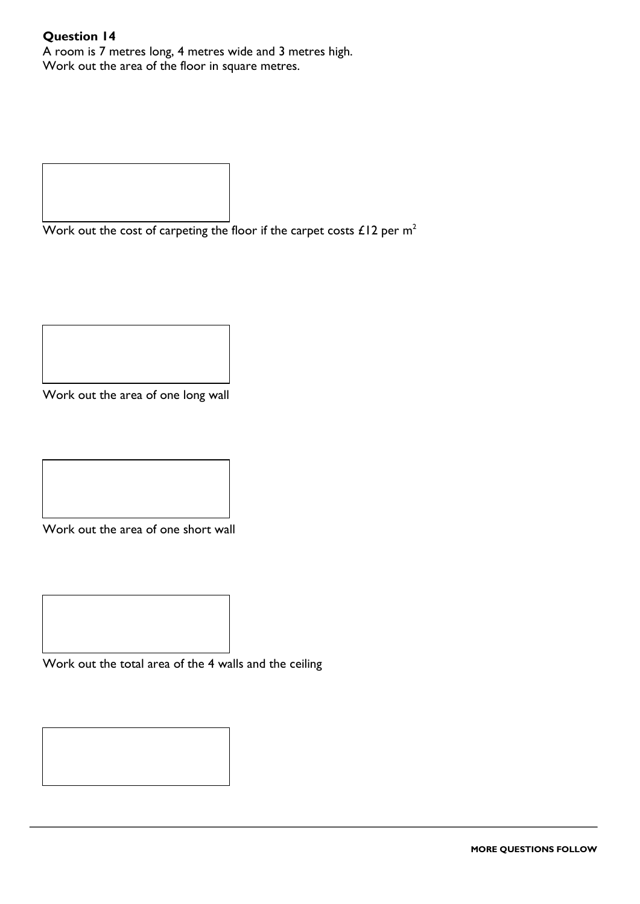**Question 14**

A room is 7 metres long, 4 metres wide and 3 metres high.
Work out the area of the floor in square metres.

Work out the cost of carpeting the floor if the carpet costs £12 per $m^2$

Work out the area of one long wall

Work out the area of one short wall

Work out the total area of the 4 walls and the ceiling

**MORE QUESTIONS FOLLOW**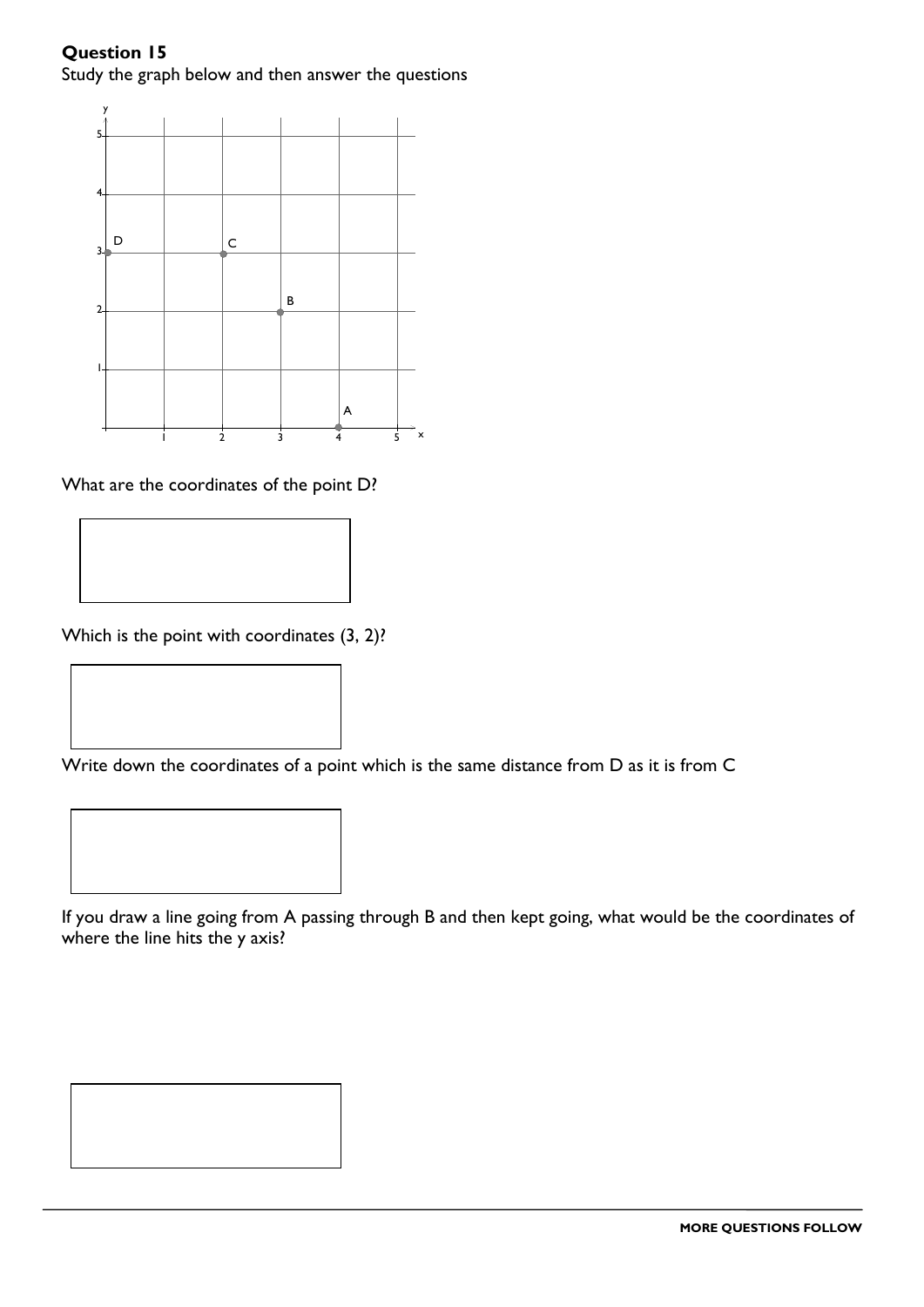**Question 15**

Study the graph below and then answer the questions

What are the coordinates of the point D?

Which is the point with coordinates (3, 2)?

Write down the coordinates of a point which is the same distance from D as it is from C

If you draw a line going from A passing through B and then kept going, what would be the coordinates of where the line hits the y axis?

**MORE QUESTIONS FOLLOW**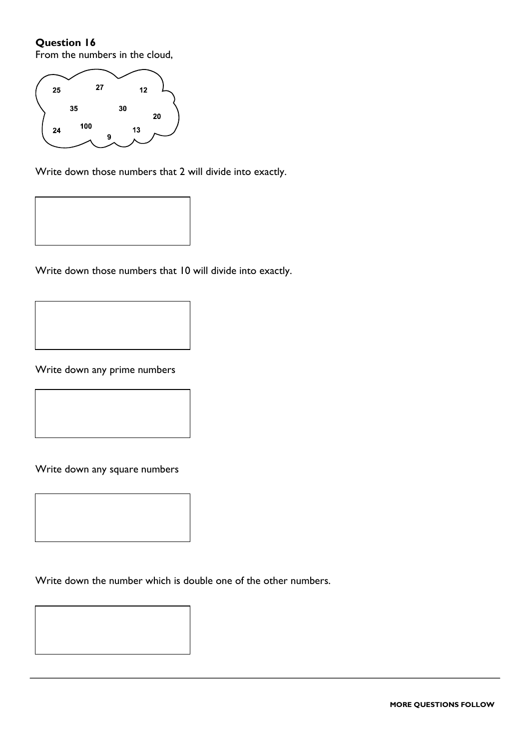**Question 16**

From the numbers in the cloud,

25 27 12
35 30 20
24 100 9 13

Write down those numbers that 2 will divide into exactly.

Write down those numbers that 10 will divide into exactly.

Write down any prime numbers

Write down any square numbers

Write down the number which is double one of the other numbers.

**MORE QUESTIONS FOLLOW**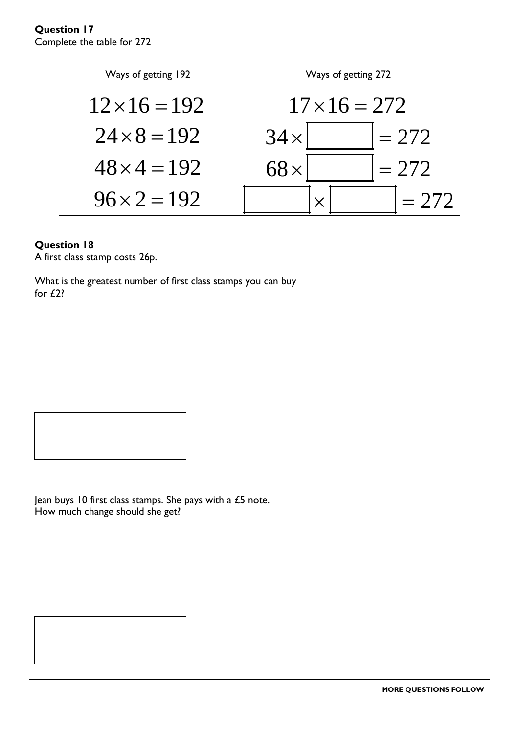**Question 17**
Complete the table for 272

| Ways of getting 192 | Ways of getting 272 |
|---|---|
| $12 \times 16 = 192$ | $17 \times 16 = 272$ |
| $24 \times 8 = 192$ | $34 \times$ ☐ $= 272$ |
| $48 \times 4 = 192$ | $68 \times$ ☐ $= 272$ |
| $96 \times 2 = 192$ | ☐ $\times$ ☐ $= 272$ |

**Question 18**
A first class stamp costs 26p.

What is the greatest number of first class stamps you can buy for £2?

☐

Jean buys 10 first class stamps. She pays with a £5 note.
How much change should she get?

☐

**MORE QUESTIONS FOLLOW**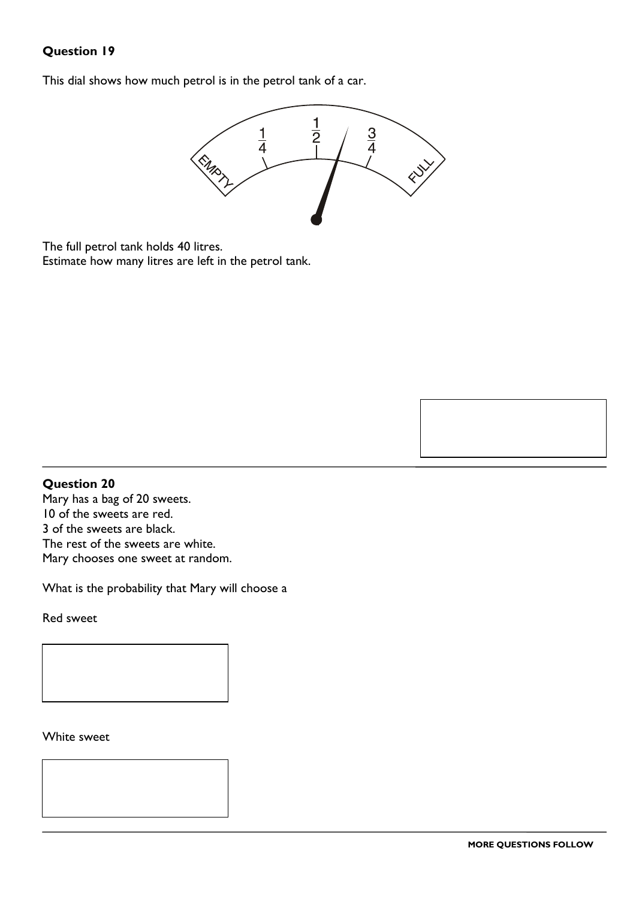## Question 19

This dial shows how much petrol is in the petrol tank of a car.

The full petrol tank holds 40 litres.
Estimate how many litres are left in the petrol tank.

## Question 20

Mary has a bag of 20 sweets.
10 of the sweets are red.
3 of the sweets are black.
The rest of the sweets are white.
Mary chooses one sweet at random.

What is the probability that Mary will choose a

Red sweet

White sweet

**MORE QUESTIONS FOLLOW**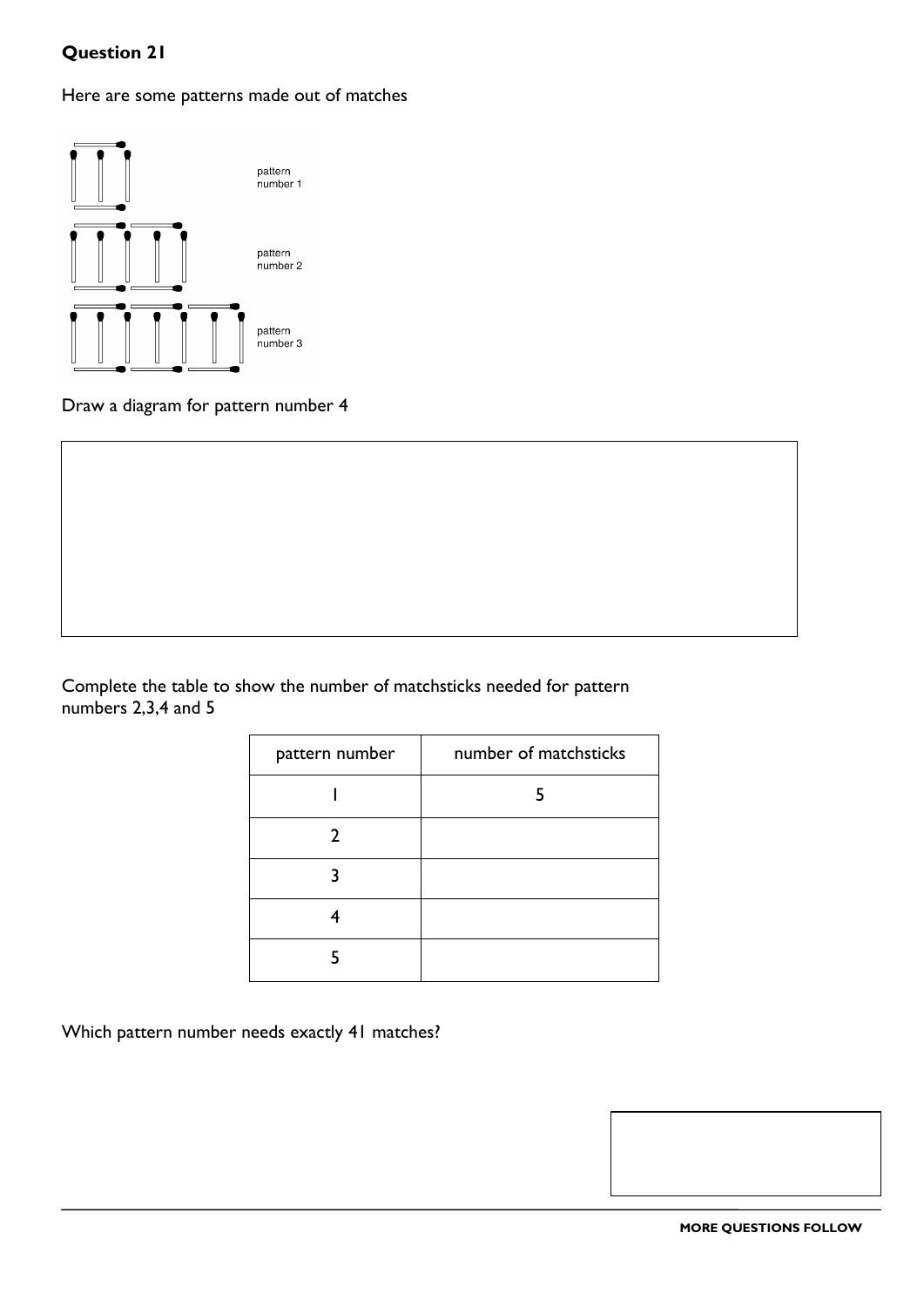## Question 21

Here are some patterns made out of matches

pattern number 1

pattern number 2

pattern number 3

Draw a diagram for pattern number 4

Complete the table to show the number of matchsticks needed for pattern numbers 2,3,4 and 5

| pattern number | number of matchsticks |
|---|---|
| 1 | 5 |
| 2 | |
| 3 | |
| 4 | |
| 5 | |

Which pattern number needs exactly 41 matches?

**MORE QUESTIONS FOLLOW**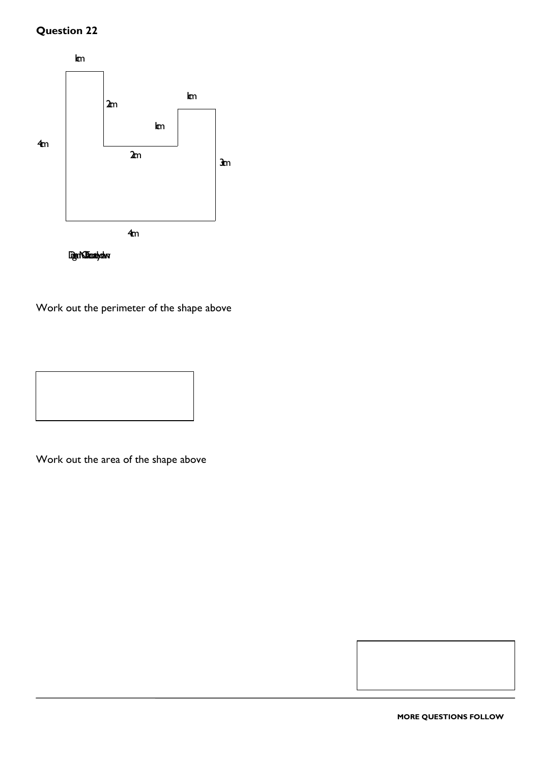## Question 22

1cm

2cm

1cm

1cm

4cm

2cm

3cm

4cm

Diagram NOT accurately drawn

Work out the perimeter of the shape above

Work out the area of the shape above

**MORE QUESTIONS FOLLOW**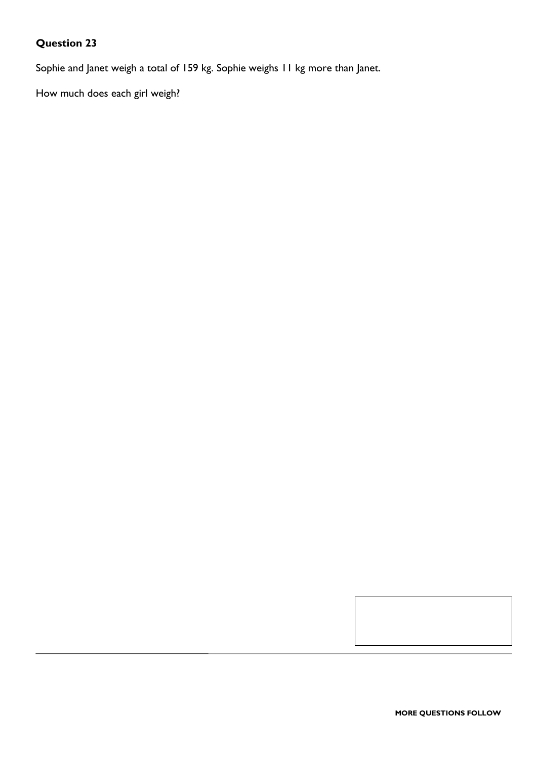**Question 23**

Sophie and Janet weigh a total of 159 kg. Sophie weighs 11 kg more than Janet.

How much does each girl weigh?

**MORE QUESTIONS FOLLOW**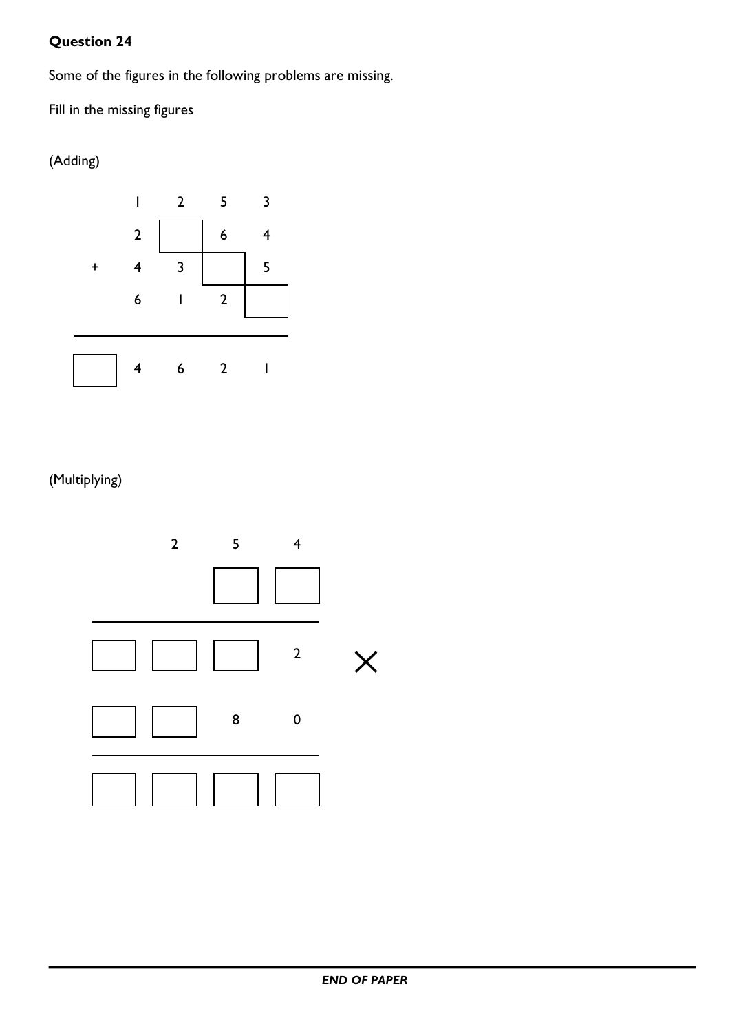## Question 24

Some of the figures in the following problems are missing.

Fill in the missing figures

(Adding)

| | | | | |
|---|---|---|---|---|
| | 1 | 2 | 5 | 3 |
| | 2 | ☐ | 6 | 4 |
| + | 4 | 3 | ☐ | 5 |
| | 6 | 1 | 2 | ☐ |
| ☐ | 4 | 6 | 2 | 1 |

(Multiplying)

| | | | |
|---|---|---|---|
| | 2 | 5 | 4 |
| | | ☐ | ☐ |
| ☐ | ☐ | ☐ | 2 |
| ☐ | ☐ | 8 | 0 |
| ☐ | ☐ | ☐ | ☐ |

×

***END OF PAPER***